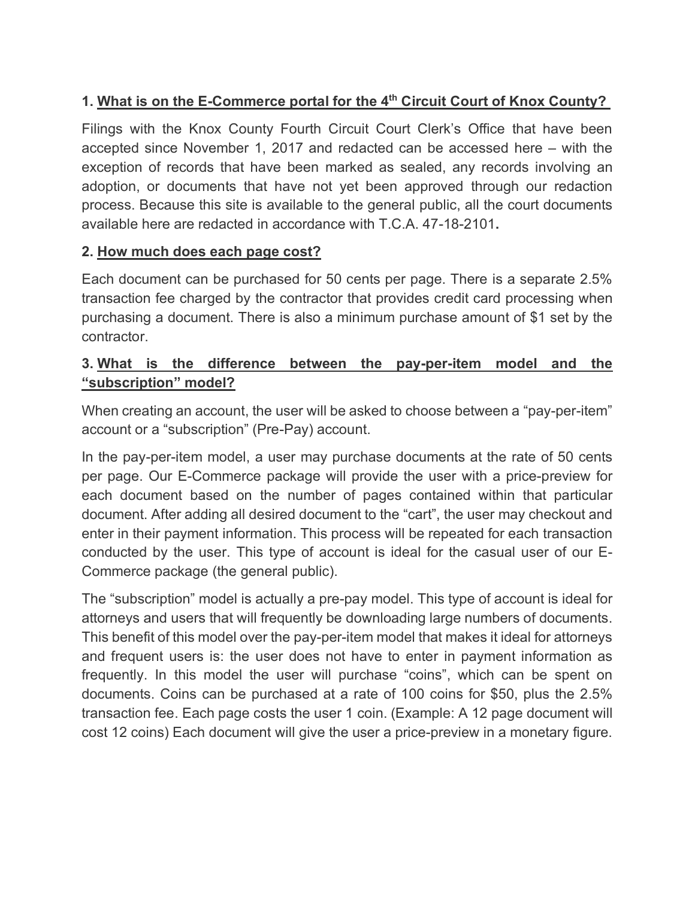## 1. What is on the E-Commerce portal for the 4th Circuit Court of Knox County?

Filings with the Knox County Fourth Circuit Court Clerk's Office that have been accepted since November 1, 2017 and redacted can be accessed here – with the exception of records that have been marked as sealed, any records involving an adoption, or documents that have not yet been approved through our redaction process. Because this site is available to the general public, all the court documents available here are redacted in accordance with T.C.A. 47-18-2101**.**

## 2. How much does each page cost?

Each document can be purchased for 50 cents per page. There is a separate 2.5% transaction fee charged by the contractor that provides credit card processing when purchasing a document. There is also a minimum purchase amount of $1 set by the contractor.

## 3. What is the difference between the pay-per-item model and the "subscription" model?

When creating an account, the user will be asked to choose between a "pay-per-item" account or a "subscription" (Pre-Pay) account.

In the pay-per-item model, a user may purchase documents at the rate of 50 cents per page. Our E-Commerce package will provide the user with a price-preview for each document based on the number of pages contained within that particular document. After adding all desired document to the "cart", the user may checkout and enter in their payment information. This process will be repeated for each transaction conducted by the user. This type of account is ideal for the casual user of our E-Commerce package (the general public).

The "subscription" model is actually a pre-pay model. This type of account is ideal for attorneys and users that will frequently be downloading large numbers of documents. This benefit of this model over the pay-per-item model that makes it ideal for attorneys and frequent users is: the user does not have to enter in payment information as frequently. In this model the user will purchase "coins", which can be spent on documents. Coins can be purchased at a rate of 100 coins for $50, plus the 2.5% transaction fee. Each page costs the user 1 coin. (Example: A 12 page document will cost 12 coins) Each document will give the user a price-preview in a monetary figure.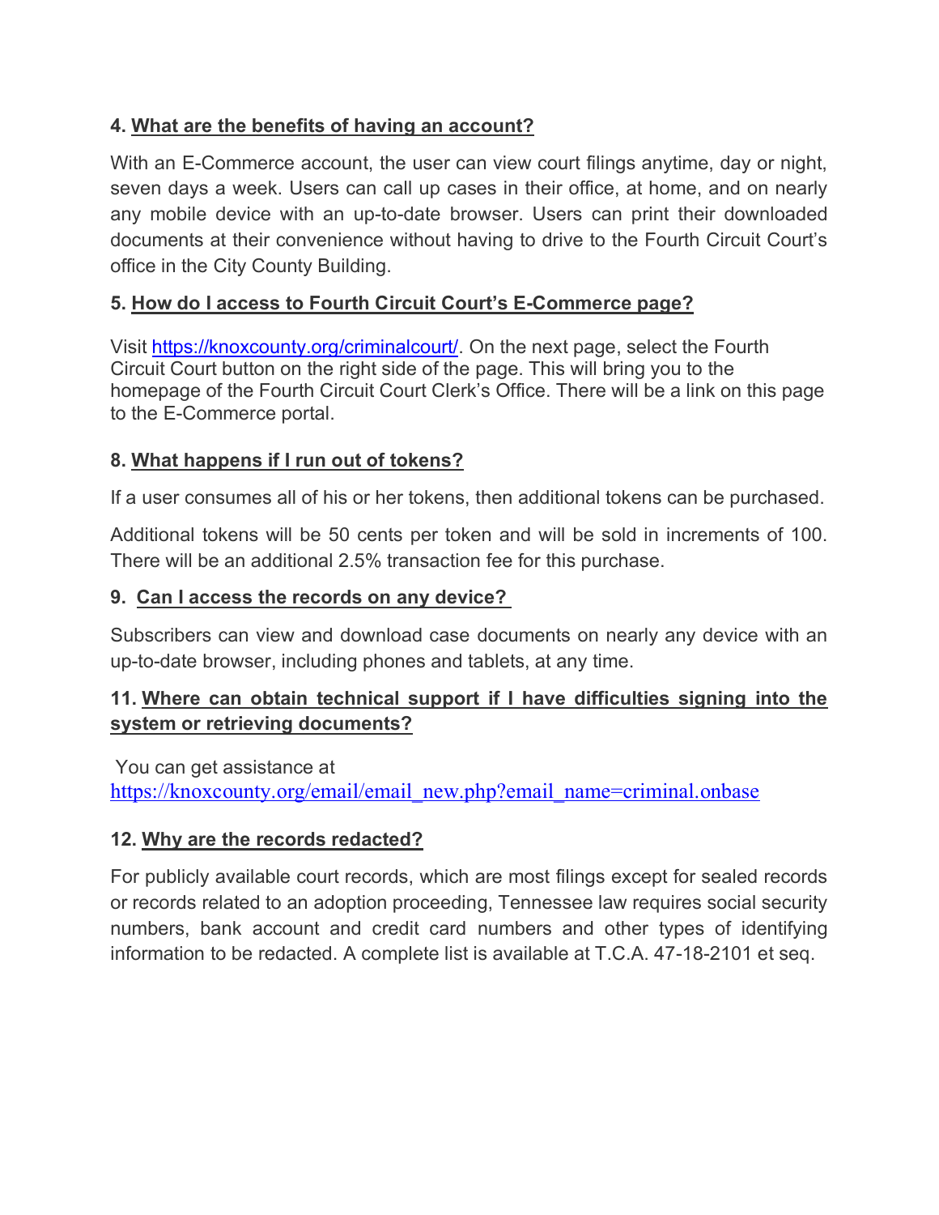**4. What are the benefits of having an account?**

With an E-Commerce account, the user can view court filings anytime, day or night, seven days a week. Users can call up cases in their office, at home, and on nearly any mobile device with an up-to-date browser. Users can print their downloaded documents at their convenience without having to drive to the Fourth Circuit Court's office in the City County Building.

**5. How do I access to Fourth Circuit Court's E-Commerce page?**

Visit https://knoxcounty.org/criminalcourt/. On the next page, select the Fourth Circuit Court button on the right side of the page. This will bring you to the homepage of the Fourth Circuit Court Clerk's Office. There will be a link on this page to the E-Commerce portal.

**8. What happens if I run out of tokens?**

If a user consumes all of his or her tokens, then additional tokens can be purchased.

Additional tokens will be 50 cents per token and will be sold in increments of 100. There will be an additional 2.5% transaction fee for this purchase.

**9. Can I access the records on any device?**

Subscribers can view and download case documents on nearly any device with an up-to-date browser, including phones and tablets, at any time.

**11. Where can obtain technical support if I have difficulties signing into the system or retrieving documents?**

You can get assistance at
https://knoxcounty.org/email/email_new.php?email_name=criminal.onbase

**12. Why are the records redacted?**

For publicly available court records, which are most filings except for sealed records or records related to an adoption proceeding, Tennessee law requires social security numbers, bank account and credit card numbers and other types of identifying information to be redacted. A complete list is available at T.C.A. 47-18-2101 et seq.